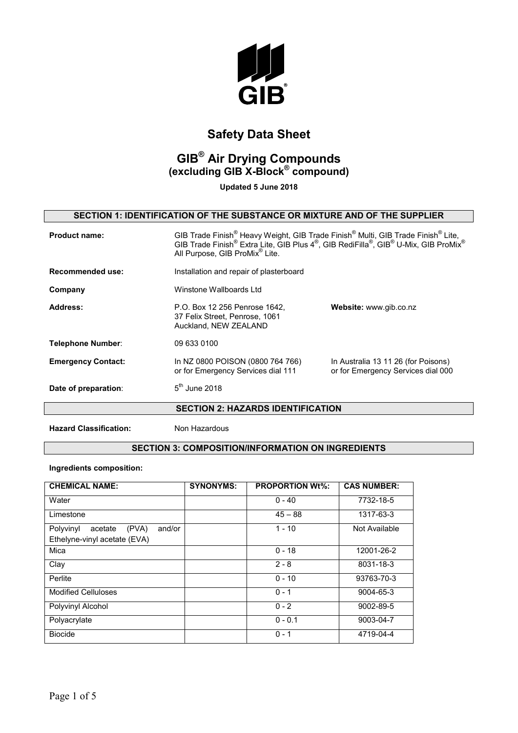GIB®

# Safety Data Sheet

## GIB® Air Drying Compounds (excluding GIB X-Block® compound)

**Updated 5 June 2018**

### SECTION 1: IDENTIFICATION OF THE SUBSTANCE OR MIXTURE AND OF THE SUPPLIER

**Product name:** GIB Trade Finish® Heavy Weight, GIB Trade Finish® Multi, GIB Trade Finish® Lite, GIB Trade Finish® Extra Lite, GIB Plus 4®, GIB RediFilla®, GIB® U-Mix, GIB ProMix® All Purpose, GIB ProMix® Lite.

**Recommended use:** Installation and repair of plasterboard

**Company** Winstone Wallboards Ltd

**Address:** P.O. Box 12 256 Penrose 1642, 37 Felix Street, Penrose, 1061 Auckland, NEW ZEALAND

**Website:** www.gib.co.nz

**Telephone Number**: 09 633 0100

**Emergency Contact:** In NZ 0800 POISON (0800 764 766) or for Emergency Services dial 111

In Australia 13 11 26 (for Poisons) or for Emergency Services dial 000

**Date of preparation**: 5th June 2018

### SECTION 2: HAZARDS IDENTIFICATION

**Hazard Classification:** Non Hazardous

### SECTION 3: COMPOSITION/INFORMATION ON INGREDIENTS

**Ingredients composition:**

| CHEMICAL NAME: | SYNONYMS: | PROPORTION Wt%: | CAS NUMBER: |
|---|---|---|---|
| Water | | 0 - 40 | 7732-18-5 |
| Limestone | | 45 – 88 | 1317-63-3 |
| Polyvinyl acetate (PVA) and/or Ethelyne-vinyl acetate (EVA) | | 1 - 10 | Not Available |
| Mica | | 0 - 18 | 12001-26-2 |
| Clay | | 2 - 8 | 8031-18-3 |
| Perlite | | 0 - 10 | 93763-70-3 |
| Modified Celluloses | | 0 - 1 | 9004-65-3 |
| Polyvinyl Alcohol | | 0 - 2 | 9002-89-5 |
| Polyacrylate | | 0 - 0.1 | 9003-04-7 |
| Biocide | | 0 - 1 | 4719-04-4 |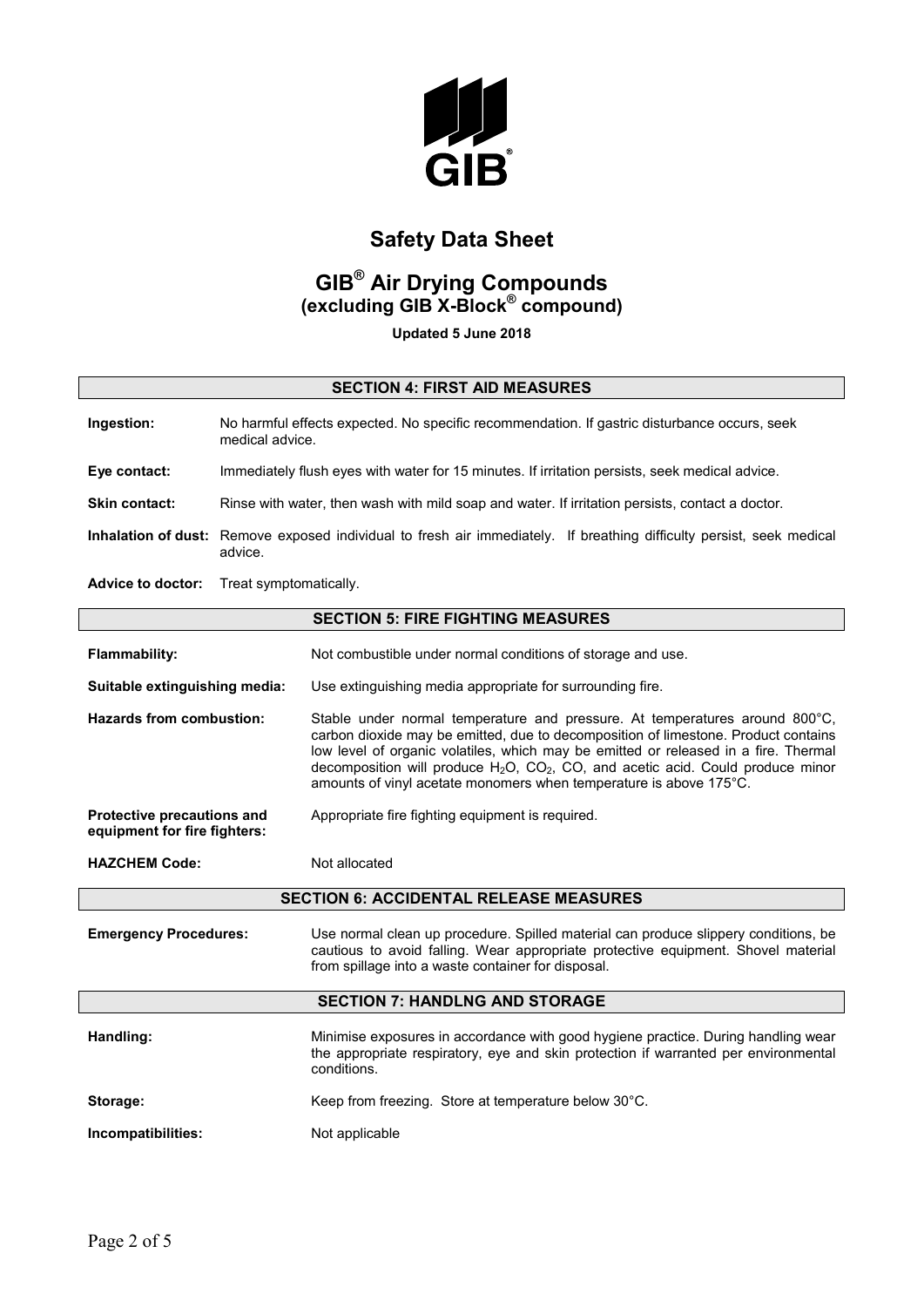# Safety Data Sheet

## GIB® Air Drying Compounds
### (excluding GIB X-Block® compound)

**Updated 5 June 2018**

## SECTION 4: FIRST AID MEASURES

**Ingestion:** No harmful effects expected. No specific recommendation. If gastric disturbance occurs, seek medical advice.

**Eye contact:** Immediately flush eyes with water for 15 minutes. If irritation persists, seek medical advice.

**Skin contact:** Rinse with water, then wash with mild soap and water. If irritation persists, contact a doctor.

**Inhalation of dust:** Remove exposed individual to fresh air immediately. If breathing difficulty persist, seek medical advice.

**Advice to doctor:** Treat symptomatically.

## SECTION 5: FIRE FIGHTING MEASURES

**Flammability:** Not combustible under normal conditions of storage and use.

**Suitable extinguishing media:** Use extinguishing media appropriate for surrounding fire.

**Hazards from combustion:** Stable under normal temperature and pressure. At temperatures around 800°C, carbon dioxide may be emitted, due to decomposition of limestone. Product contains low level of organic volatiles, which may be emitted or released in a fire. Thermal decomposition will produce $H_2O$, $CO_2$, CO, and acetic acid. Could produce minor amounts of vinyl acetate monomers when temperature is above 175°C.

**Protective precautions and equipment for fire fighters:** Appropriate fire fighting equipment is required.

**HAZCHEM Code:** Not allocated

## SECTION 6: ACCIDENTAL RELEASE MEASURES

**Emergency Procedures:** Use normal clean up procedure. Spilled material can produce slippery conditions, be cautious to avoid falling. Wear appropriate protective equipment. Shovel material from spillage into a waste container for disposal.

## SECTION 7: HANDLNG AND STORAGE

**Handling:** Minimise exposures in accordance with good hygiene practice. During handling wear the appropriate respiratory, eye and skin protection if warranted per environmental conditions.

**Storage:** Keep from freezing. Store at temperature below 30°C.

**Incompatibilities:** Not applicable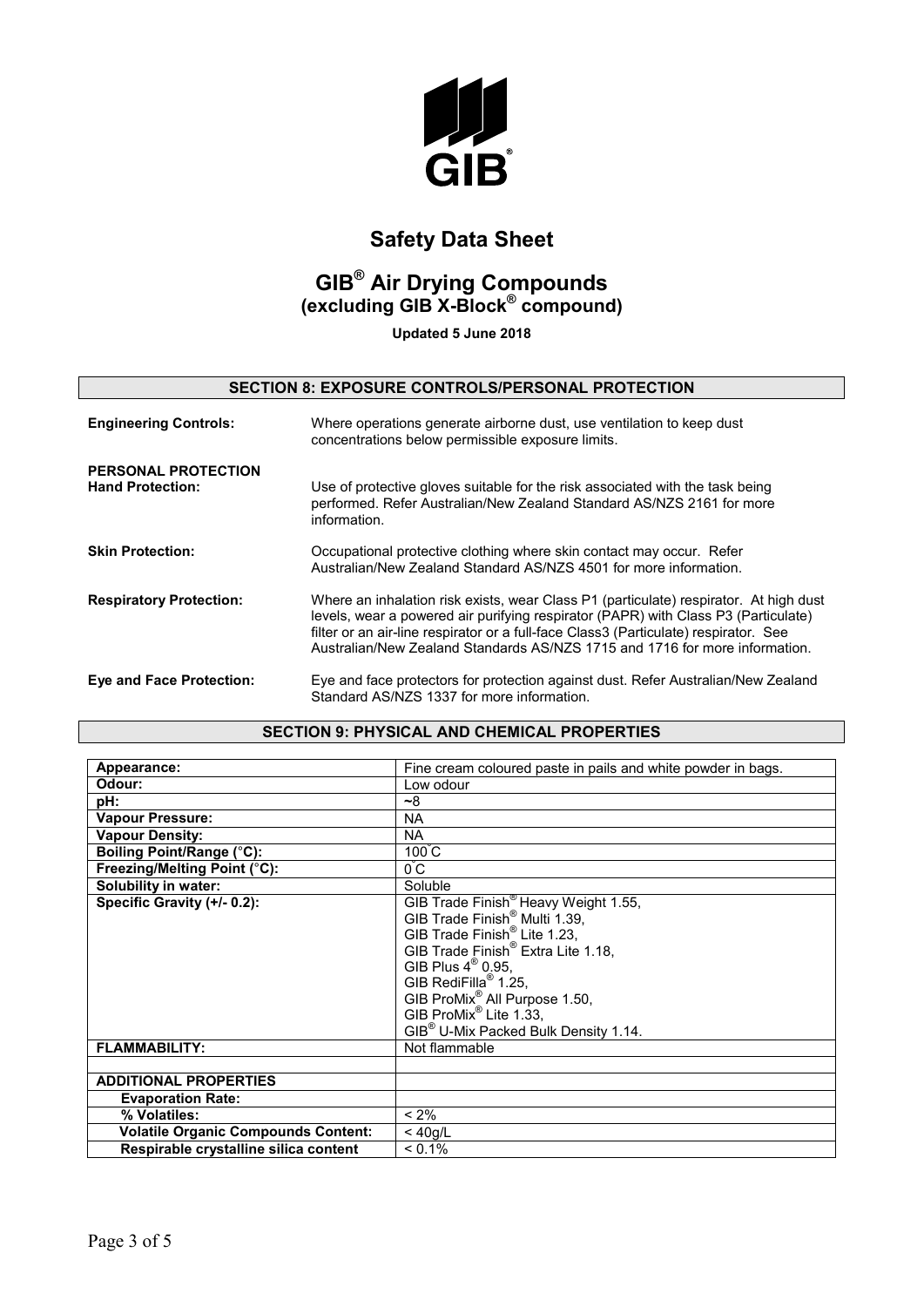# Safety Data Sheet

## GIB® Air Drying Compounds
### (excluding GIB X-Block® compound)

**Updated 5 June 2018**

## SECTION 8: EXPOSURE CONTROLS/PERSONAL PROTECTION

**Engineering Controls:** Where operations generate airborne dust, use ventilation to keep dust concentrations below permissible exposure limits.

**PERSONAL PROTECTION**

**Hand Protection:** Use of protective gloves suitable for the risk associated with the task being performed. Refer Australian/New Zealand Standard AS/NZS 2161 for more information.

**Skin Protection:** Occupational protective clothing where skin contact may occur. Refer Australian/New Zealand Standard AS/NZS 4501 for more information.

**Respiratory Protection:** Where an inhalation risk exists, wear Class P1 (particulate) respirator. At high dust levels, wear a powered air purifying respirator (PAPR) with Class P3 (Particulate) filter or an air-line respirator or a full-face Class3 (Particulate) respirator. See Australian/New Zealand Standards AS/NZS 1715 and 1716 for more information.

**Eye and Face Protection:** Eye and face protectors for protection against dust. Refer Australian/New Zealand Standard AS/NZS 1337 for more information.

## SECTION 9: PHYSICAL AND CHEMICAL PROPERTIES

| | |
|---|---|
| **Appearance:** | Fine cream coloured paste in pails and white powder in bags. |
| **Odour:** | Low odour |
| **pH:** | ~8 |
| **Vapour Pressure:** | NA |
| **Vapour Density:** | NA |
| **Boiling Point/Range (°C):** | 100°C |
| **Freezing/Melting Point (°C):** | 0°C |
| **Solubility in water:** | Soluble |
| **Specific Gravity (+/- 0.2):** | GIB Trade Finish® Heavy Weight 1.55, GIB Trade Finish® Multi 1.39, GIB Trade Finish® Lite 1.23, GIB Trade Finish® Extra Lite 1.18, GIB Plus 4® 0.95, GIB RediFilla® 1.25, GIB ProMix® All Purpose 1.50, GIB ProMix® Lite 1.33, GIB® U-Mix Packed Bulk Density 1.14. |
| **FLAMMABILITY:** | Not flammable |
| | |
| **ADDITIONAL PROPERTIES** | |
| **Evaporation Rate:** | |
| **% Volatiles:** | < 2% |
| **Volatile Organic Compounds Content:** | < 40g/L |
| **Respirable crystalline silica content** | < 0.1% |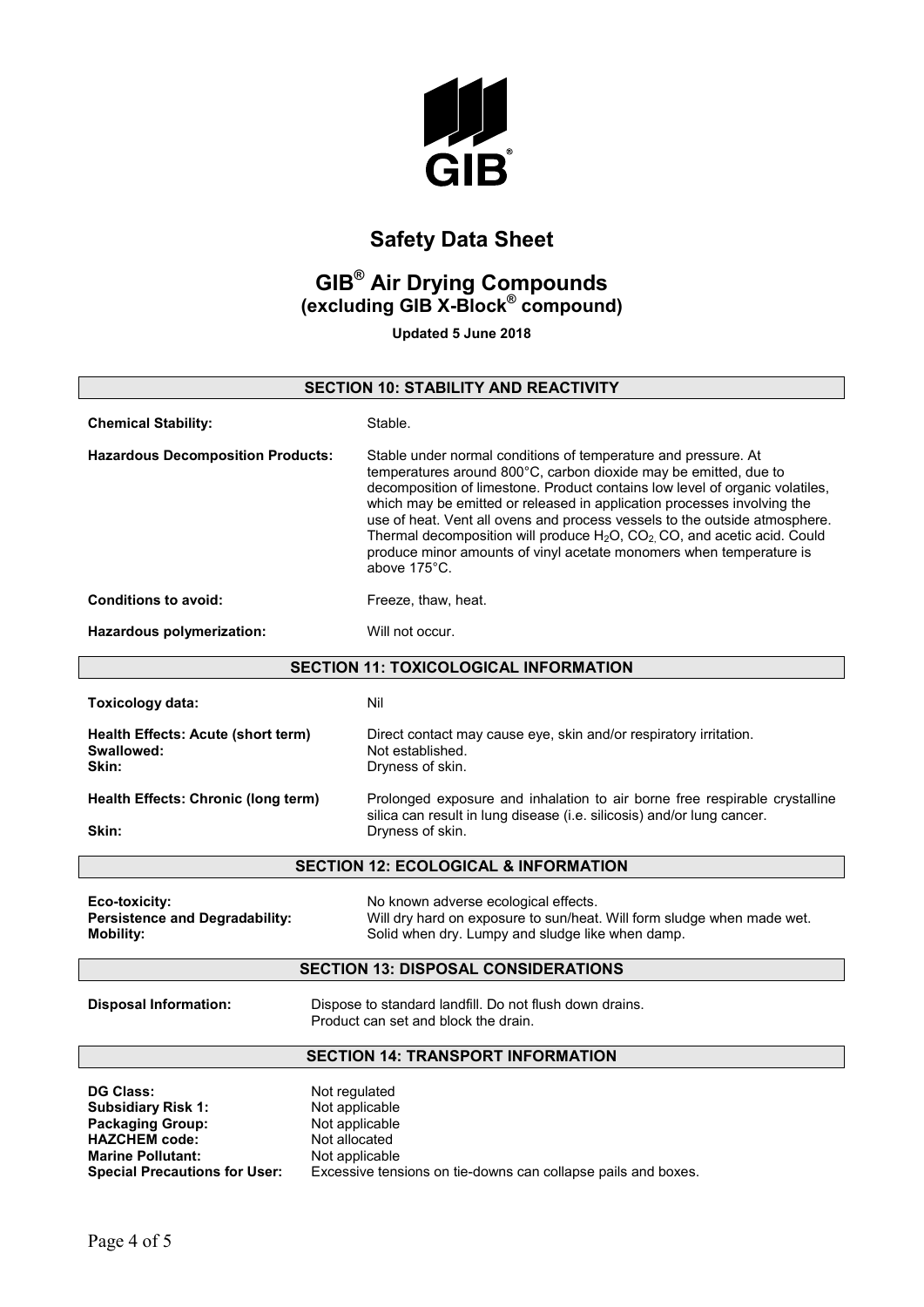# Safety Data Sheet

## GIB® Air Drying Compounds
### (excluding GIB X-Block® compound)

**Updated 5 June 2018**

## SECTION 10: STABILITY AND REACTIVITY

**Chemical Stability:** Stable.

**Hazardous Decomposition Products:** Stable under normal conditions of temperature and pressure. At temperatures around 800°C, carbon dioxide may be emitted, due to decomposition of limestone. Product contains low level of organic volatiles, which may be emitted or released in application processes involving the use of heat. Vent all ovens and process vessels to the outside atmosphere. Thermal decomposition will produce $H_2O$, $CO_2$, CO, and acetic acid. Could produce minor amounts of vinyl acetate monomers when temperature is above 175°C.

**Conditions to avoid:** Freeze, thaw, heat.

**Hazardous polymerization:** Will not occur.

## SECTION 11: TOXICOLOGICAL INFORMATION

**Toxicology data:** Nil

**Health Effects: Acute (short term)** Direct contact may cause eye, skin and/or respiratory irritation.
**Swallowed:** Not established.
**Skin:** Dryness of skin.

**Health Effects: Chronic (long term)** Prolonged exposure and inhalation to air borne free respirable crystalline silica can result in lung disease (i.e. silicosis) and/or lung cancer.
**Skin:** Dryness of skin.

## SECTION 12: ECOLOGICAL & INFORMATION

**Eco-toxicity:** No known adverse ecological effects.
**Persistence and Degradability:** Will dry hard on exposure to sun/heat. Will form sludge when made wet.
**Mobility:** Solid when dry. Lumpy and sludge like when damp.

## SECTION 13: DISPOSAL CONSIDERATIONS

**Disposal Information:** Dispose to standard landfill. Do not flush down drains. Product can set and block the drain.

## SECTION 14: TRANSPORT INFORMATION

**DG Class:** Not regulated
**Subsidiary Risk 1:** Not applicable
**Packaging Group:** Not applicable
**HAZCHEM code:** Not allocated
**Marine Pollutant:** Not applicable
**Special Precautions for User:** Excessive tensions on tie-downs can collapse pails and boxes.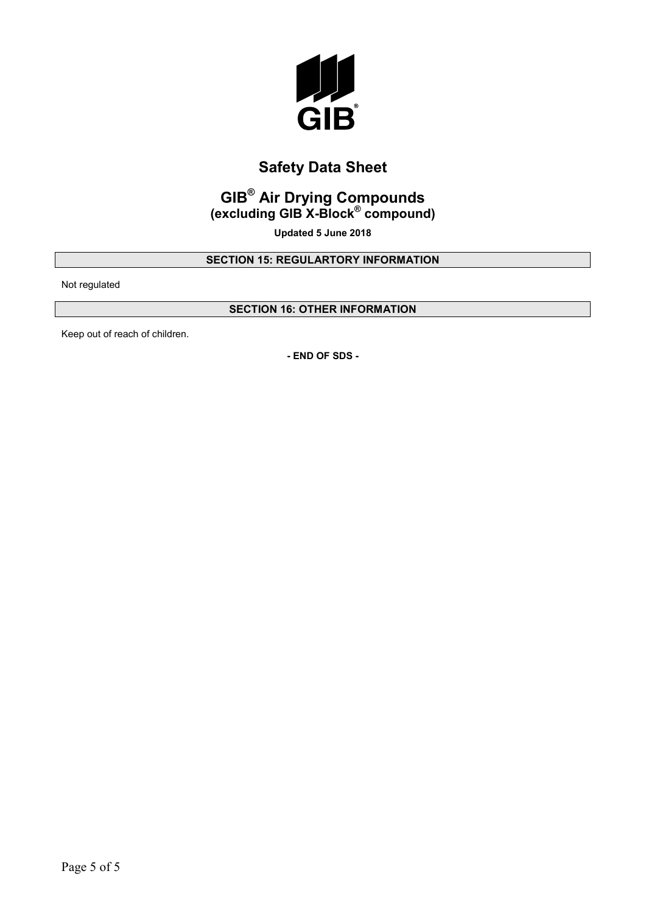# Safety Data Sheet

## GIB® Air Drying Compounds
### (excluding GIB X-Block® compound)

**Updated 5 June 2018**

## SECTION 15: REGULARTORY INFORMATION

Not regulated

## SECTION 16: OTHER INFORMATION

Keep out of reach of children.

**- END OF SDS -**